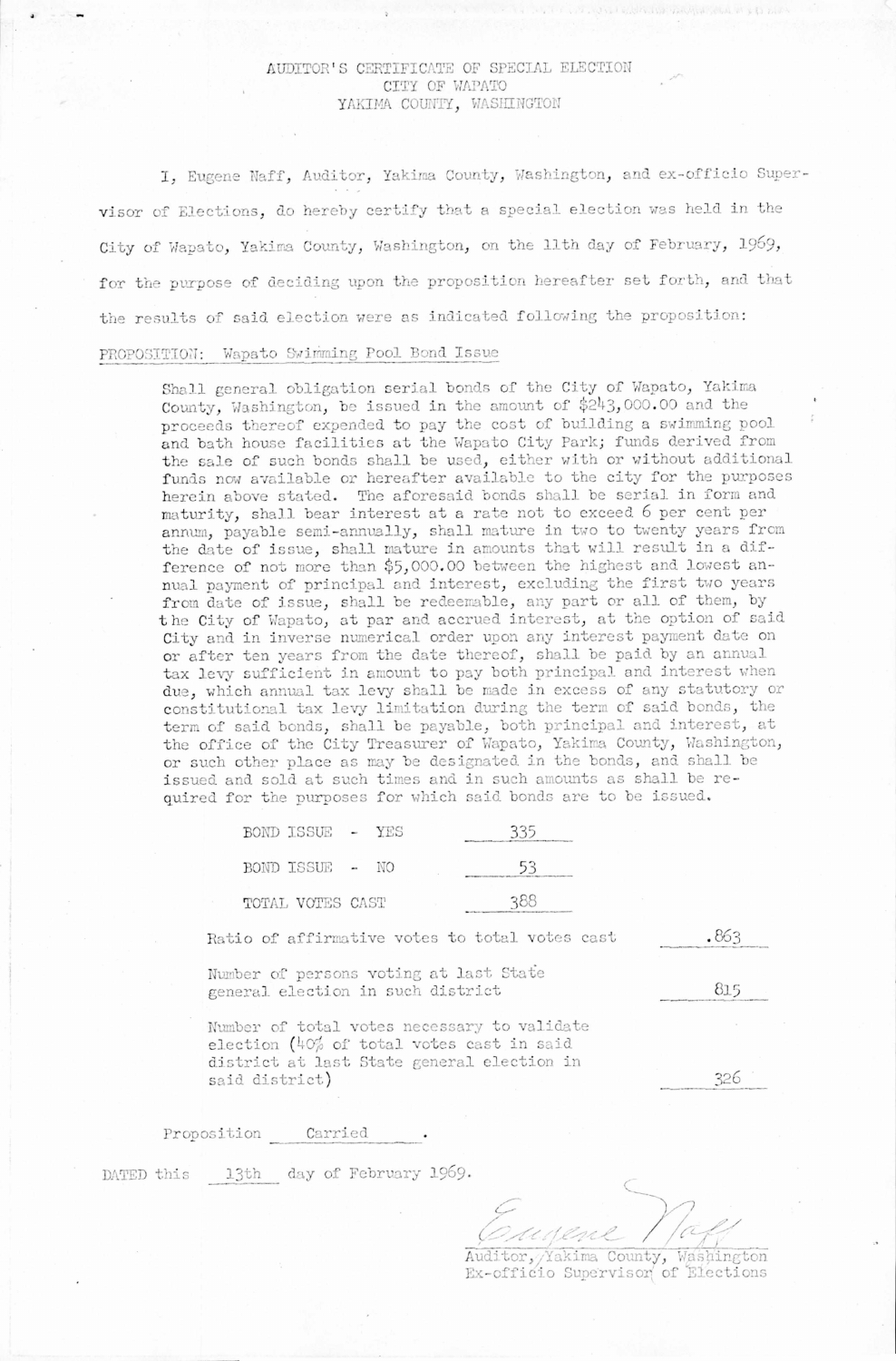# AUDITOR'S CERTIFICATE OF SPECIAL ELECTION
## CITY OF WAPATO
## YAKIMA COUNTY, WASHINGTON

I, Eugene Naff, Auditor, Yakima County, Washington, and ex-officio Supervisor of Elections, do hereby certify that a special election was held in the City of Wapato, Yakima County, Washington, on the 11th day of February, 1969, for the purpose of deciding upon the proposition hereafter set forth, and that the results of said election were as indicated following the proposition:

PROPOSITION: Wapato Swimming Pool Bond Issue

Shall general obligation serial bonds of the City of Wapato, Yakima County, Washington, be issued in the amount of $243,000.00 and the proceeds thereof expended to pay the cost of building a swimming pool and bath house facilities at the Wapato City Park; funds derived from the sale of such bonds shall be used, either with or without additional funds now available or hereafter available to the city for the purposes herein above stated. The aforesaid bonds shall be serial in form and maturity, shall bear interest at a rate not to exceed 6 per cent per annum, payable semi-annually, shall mature in two to twenty years from the date of issue, shall mature in amounts that will result in a difference of not more than $5,000.00 between the highest and lowest annual payment of principal and interest, excluding the first two years from date of issue, shall be redeemable, any part or all of them, by the City of Wapato, at par and accrued interest, at the option of said City and in inverse numerical order upon any interest payment date on or after ten years from the date thereof, shall be paid by an annual tax levy sufficient in amount to pay both principal and interest when due, which annual tax levy shall be made in excess of any statutory or constitutional tax levy limitation during the term of said bonds, the term of said bonds, shall be payable, both principal and interest, at the office of the City Treasurer of Wapato, Yakima County, Washington, or such other place as may be designated in the bonds, and shall be issued and sold at such times and in such amounts as shall be required for the purposes for which said bonds are to be issued.

| | |
|---|---|
| BOND ISSUE - YES | 335 |
| BOND ISSUE - NO | 53 |
| TOTAL VOTES CAST | 388 |

| | |
|---|---|
| Ratio of affirmative votes to total votes cast | .863 |
| Number of persons voting at last State general election in such district | 815 |
| Number of total votes necessary to validate election (40% of total votes cast in said district at last State general election in said district) | 326 |

Proposition Carried.

DATED this 13th day of February 1969.

Eugene Naff
Auditor, Yakima County, Washington
Ex-officio Supervisor of Elections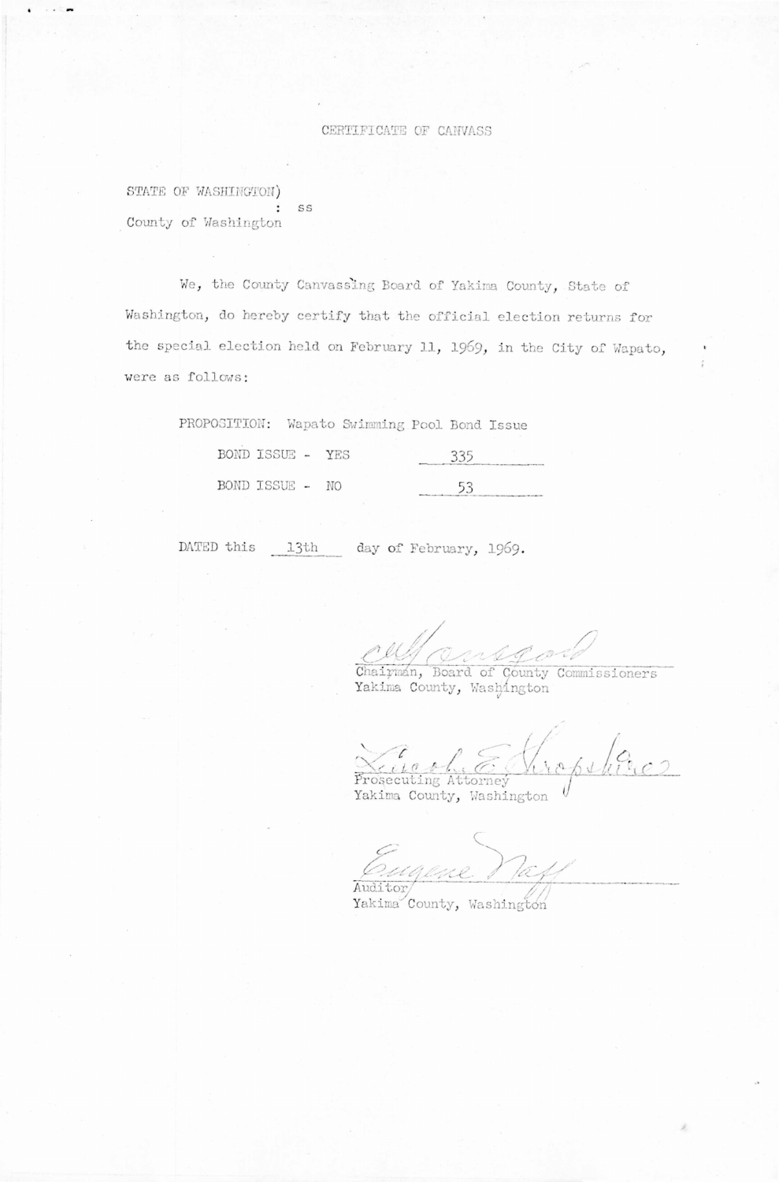# CERTIFICATE OF CANVASS

STATE OF WASHINGTON)
: ss
County of Washington

We, the County Canvassing Board of Yakima County, State of Washington, do hereby certify that the official election returns for the special election held on February 11, 1969, in the City of Wapato, were as follows:

PROPOSITION: Wapato Swimming Pool Bond Issue

| | |
|---|---|
| BOND ISSUE - YES | 335 |
| BOND ISSUE - NO | 53 |

DATED this 13th day of February, 1969.

Chairman, Board of County Commissioners
Yakima County, Washington

Prosecuting Attorney
Yakima County, Washington

Eugene Naff
Auditor
Yakima County, Washington